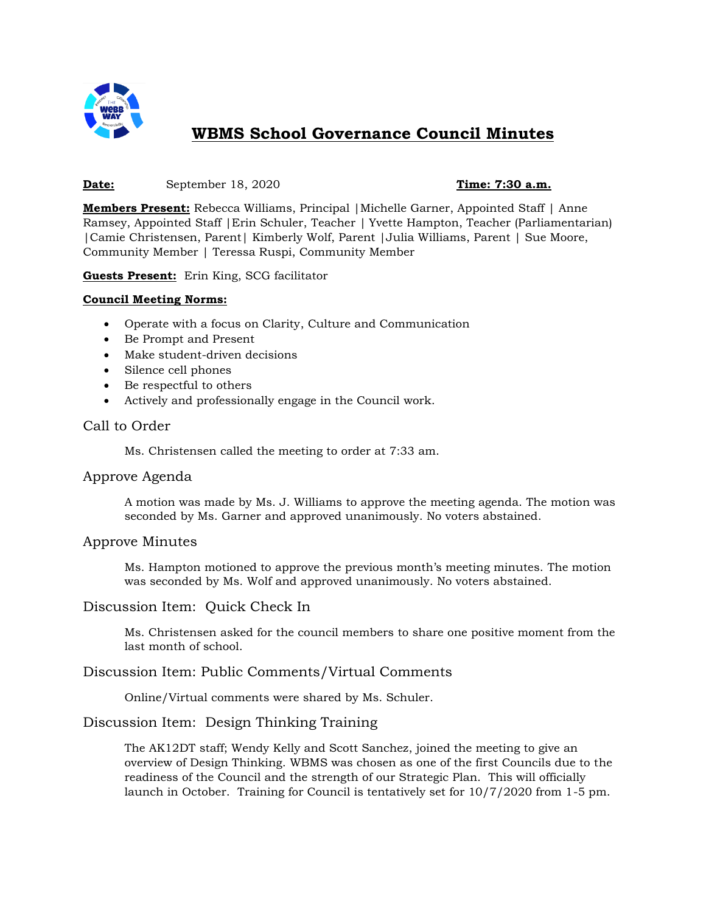# WBMS School Governance Council Minutes

**Date:** September 18, 2020 **Time: 7:30 a.m.**

**Members Present:** Rebecca Williams, Principal |Michelle Garner, Appointed Staff | Anne Ramsey, Appointed Staff |Erin Schuler, Teacher | Yvette Hampton, Teacher (Parliamentarian) |Camie Christensen, Parent| Kimberly Wolf, Parent |Julia Williams, Parent | Sue Moore, Community Member | Teressa Ruspi, Community Member

**Guests Present:** Erin King, SCG facilitator

**Council Meeting Norms:**

- Operate with a focus on Clarity, Culture and Communication
- Be Prompt and Present
- Make student-driven decisions
- Silence cell phones
- Be respectful to others
- Actively and professionally engage in the Council work.

## Call to Order

Ms. Christensen called the meeting to order at 7:33 am.

## Approve Agenda

A motion was made by Ms. J. Williams to approve the meeting agenda. The motion was seconded by Ms. Garner and approved unanimously. No voters abstained.

## Approve Minutes

Ms. Hampton motioned to approve the previous month's meeting minutes. The motion was seconded by Ms. Wolf and approved unanimously. No voters abstained.

## Discussion Item: Quick Check In

Ms. Christensen asked for the council members to share one positive moment from the last month of school.

## Discussion Item: Public Comments/Virtual Comments

Online/Virtual comments were shared by Ms. Schuler.

## Discussion Item: Design Thinking Training

The AK12DT staff; Wendy Kelly and Scott Sanchez, joined the meeting to give an overview of Design Thinking. WBMS was chosen as one of the first Councils due to the readiness of the Council and the strength of our Strategic Plan. This will officially launch in October. Training for Council is tentatively set for 10/7/2020 from 1-5 pm.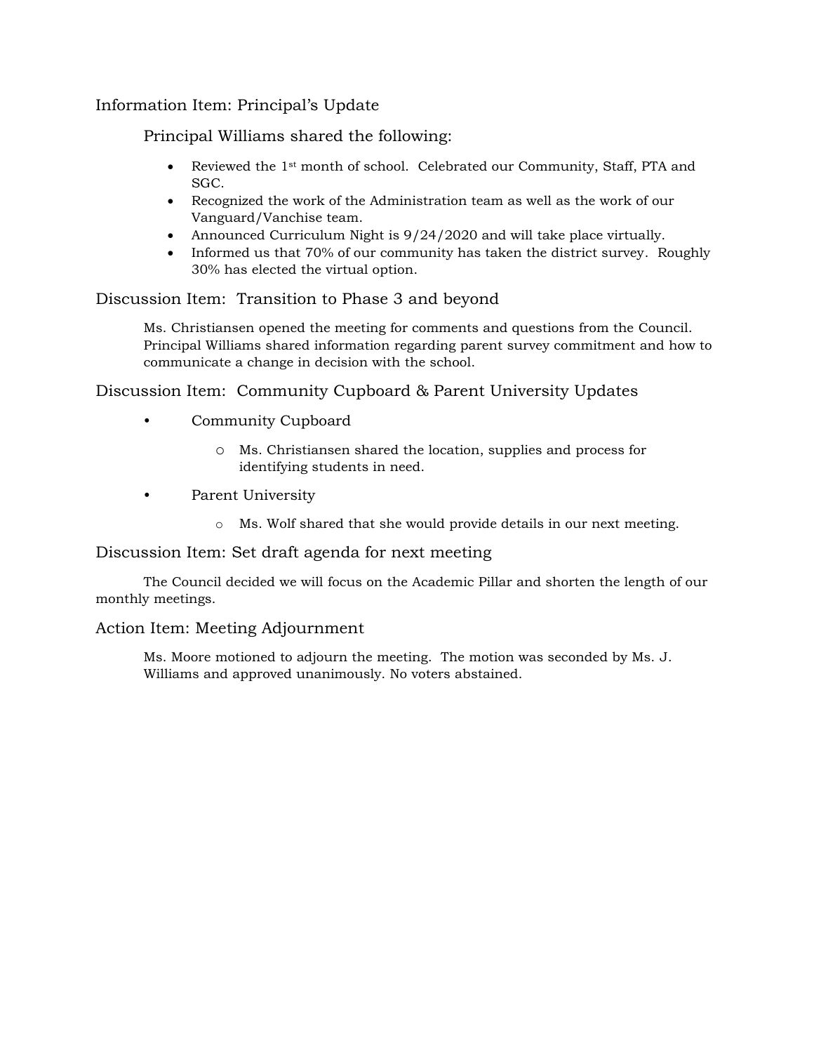## Information Item: Principal's Update

Principal Williams shared the following:

- Reviewed the 1st month of school. Celebrated our Community, Staff, PTA and SGC.
- Recognized the work of the Administration team as well as the work of our Vanguard/Vanchise team.
- Announced Curriculum Night is 9/24/2020 and will take place virtually.
- Informed us that 70% of our community has taken the district survey. Roughly 30% has elected the virtual option.

## Discussion Item: Transition to Phase 3 and beyond

Ms. Christiansen opened the meeting for comments and questions from the Council. Principal Williams shared information regarding parent survey commitment and how to communicate a change in decision with the school.

## Discussion Item: Community Cupboard & Parent University Updates

- Community Cupboard
  - Ms. Christiansen shared the location, supplies and process for identifying students in need.
- Parent University
  - Ms. Wolf shared that she would provide details in our next meeting.

## Discussion Item: Set draft agenda for next meeting

The Council decided we will focus on the Academic Pillar and shorten the length of our monthly meetings.

## Action Item: Meeting Adjournment

Ms. Moore motioned to adjourn the meeting. The motion was seconded by Ms. J. Williams and approved unanimously. No voters abstained.